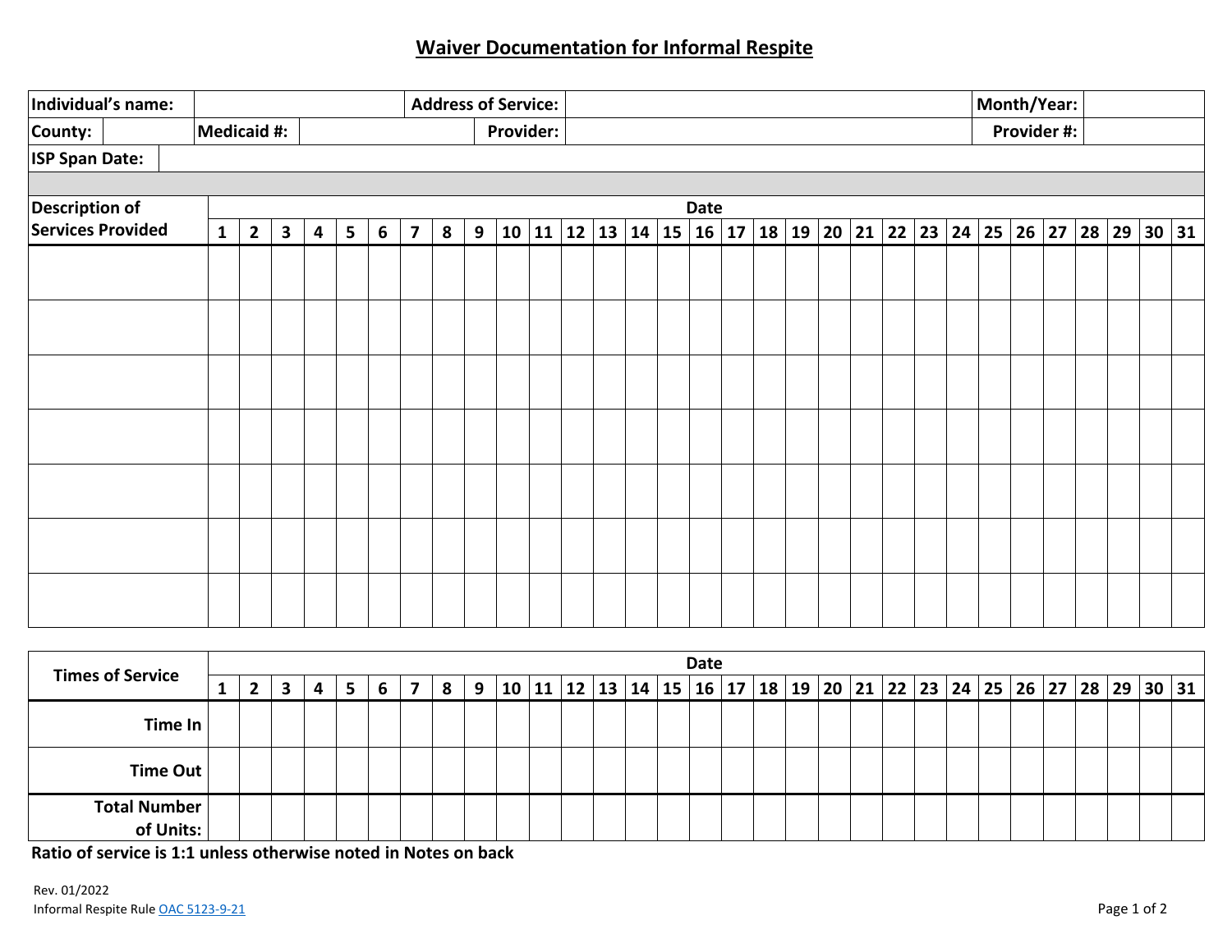## Waiver Documentation for Informal Respite

| **Individual's name:** | | **Address of Service:** | | **Month/Year:** | |
|---|---|---|---|---|---|
| **County:** | | **Medicaid #:** | | **Provider:** | |
| | | | | **Provider #:** | |
| **ISP Span Date:** | | | | | |

| **Description of Services Provided** | **Date** | | | | | | | | | | | | | | | | | | | | | | | | | | | | | | |
|---|---|---|---|---|---|---|---|---|---|---|---|---|---|---|---|---|---|---|---|---|---|---|---|---|---|---|---|---|---|---|---|
| | **1** | **2** | **3** | **4** | **5** | **6** | **7** | **8** | **9** | **10** | **11** | **12** | **13** | **14** | **15** | **16** | **17** | **18** | **19** | **20** | **21** | **22** | **23** | **24** | **25** | **26** | **27** | **28** | **29** | **30** | **31** |
| | | | | | | | | | | | | | | | | | | | | | | | | | | | | | | | |
| | | | | | | | | | | | | | | | | | | | | | | | | | | | | | | | |
| | | | | | | | | | | | | | | | | | | | | | | | | | | | | | | | |
| | | | | | | | | | | | | | | | | | | | | | | | | | | | | | | | |
| | | | | | | | | | | | | | | | | | | | | | | | | | | | | | | | |
| | | | | | | | | | | | | | | | | | | | | | | | | | | | | | | | |
| | | | | | | | | | | | | | | | | | | | | | | | | | | | | | | | |

| **Times of Service** | **Date** | | | | | | | | | | | | | | | | | | | | | | | | | | | | | | |
|---|---|---|---|---|---|---|---|---|---|---|---|---|---|---|---|---|---|---|---|---|---|---|---|---|---|---|---|---|---|---|---|
| | **1** | **2** | **3** | **4** | **5** | **6** | **7** | **8** | **9** | **10** | **11** | **12** | **13** | **14** | **15** | **16** | **17** | **18** | **19** | **20** | **21** | **22** | **23** | **24** | **25** | **26** | **27** | **28** | **29** | **30** | **31** |
| **Time In** | | | | | | | | | | | | | | | | | | | | | | | | | | | | | | | |
| **Time Out** | | | | | | | | | | | | | | | | | | | | | | | | | | | | | | | |
| **Total Number of Units:** | | | | | | | | | | | | | | | | | | | | | | | | | | | | | | | |

**Ratio of service is 1:1 unless otherwise noted in Notes on back**

Rev. 01/2022

Informal Respite Rule [OAC 5123-9-21]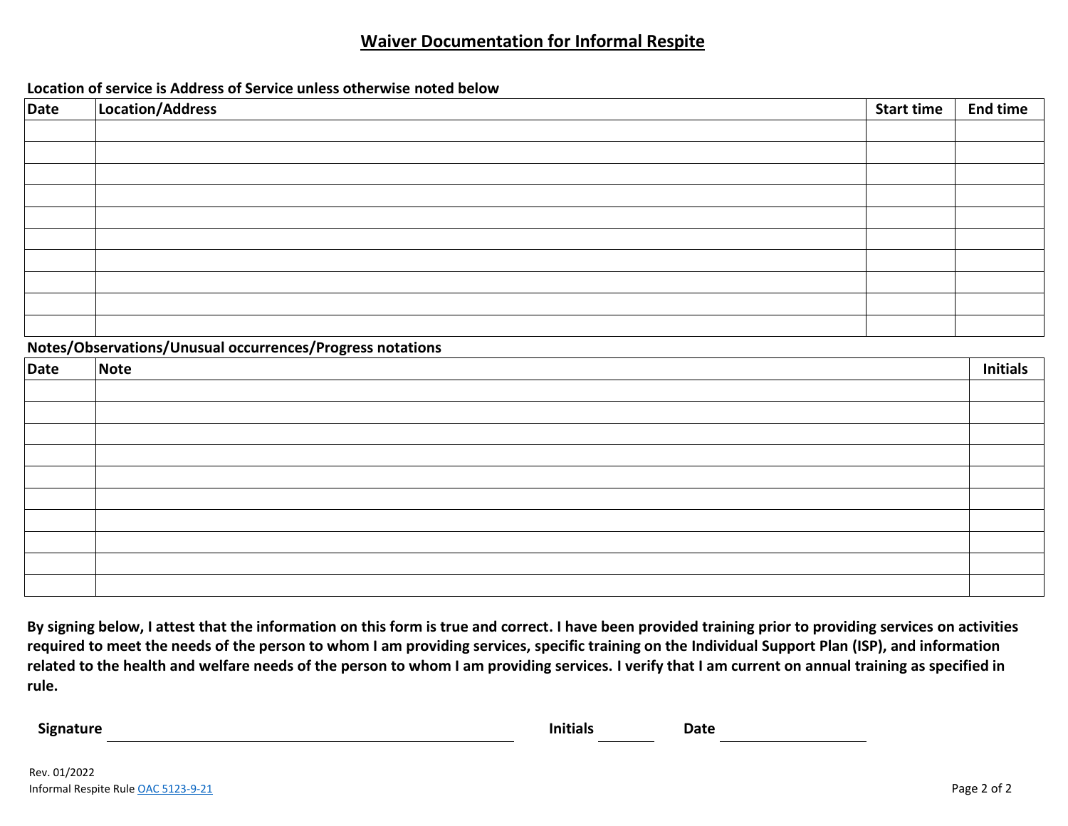# Waiver Documentation for Informal Respite

**Location of service is Address of Service unless otherwise noted below**

| Date | Location/Address | Start time | End time |
|---|---|---|---|
| | | | |
| | | | |
| | | | |
| | | | |
| | | | |
| | | | |
| | | | |
| | | | |
| | | | |
| | | | |

**Notes/Observations/Unusual occurrences/Progress notations**

| Date | Note | Initials |
|---|---|---|
| | | |
| | | |
| | | |
| | | |
| | | |
| | | |
| | | |
| | | |
| | | |
| | | |

**By signing below, I attest that the information on this form is true and correct. I have been provided training prior to providing services on activities required to meet the needs of the person to whom I am providing services, specific training on the Individual Support Plan (ISP), and information related to the health and welfare needs of the person to whom I am providing services. I verify that I am current on annual training as specified in rule.**

**Signature** ______________________________ **Initials** ________ **Date** ______________

Rev. 01/2022
Informal Respite Rule OAC 5123-9-21